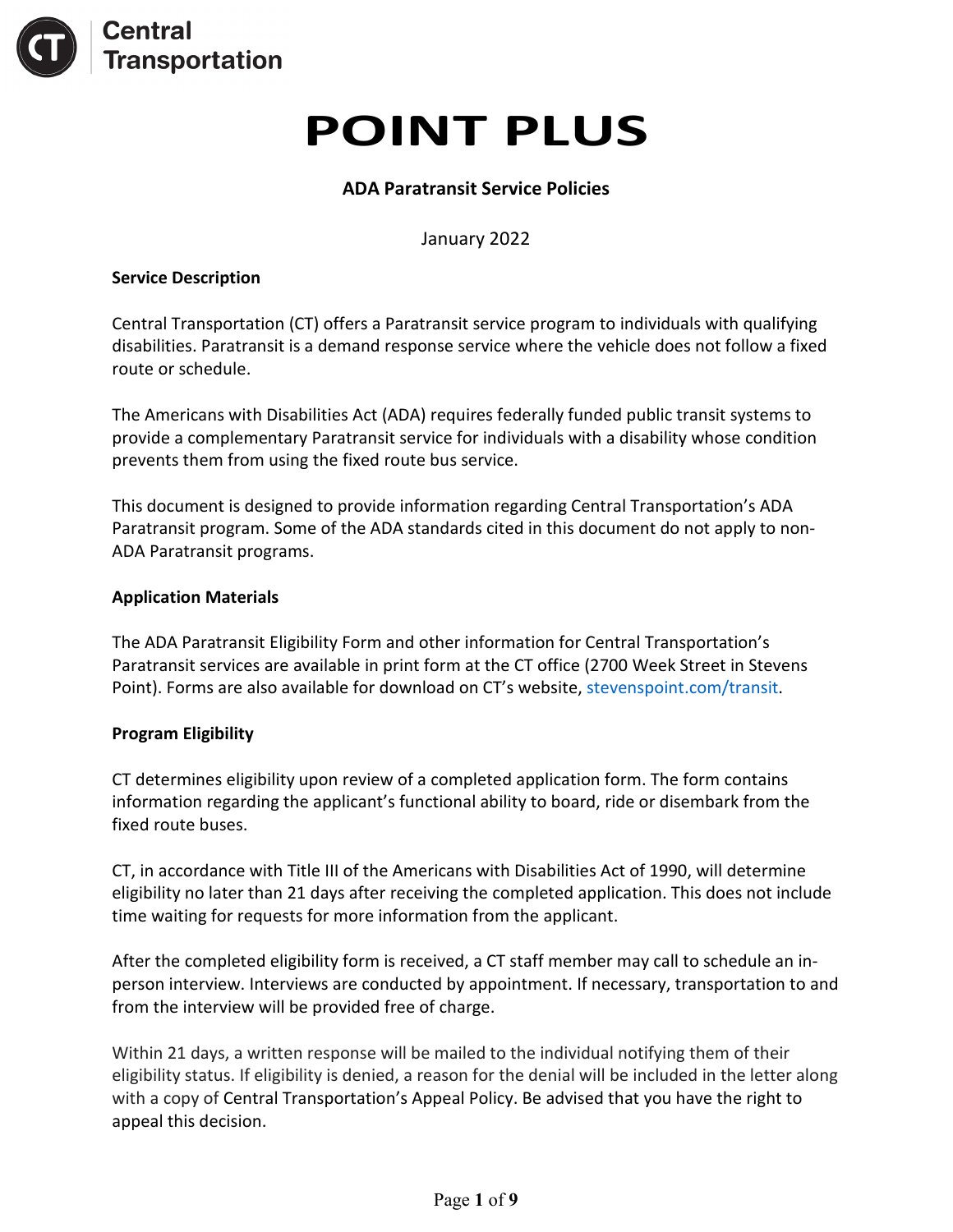Central Transportation

# POINT PLUS

**ADA Paratransit Service Policies**

January 2022

**Service Description**

Central Transportation (CT) offers a Paratransit service program to individuals with qualifying disabilities. Paratransit is a demand response service where the vehicle does not follow a fixed route or schedule.

The Americans with Disabilities Act (ADA) requires federally funded public transit systems to provide a complementary Paratransit service for individuals with a disability whose condition prevents them from using the fixed route bus service.

This document is designed to provide information regarding Central Transportation's ADA Paratransit program. Some of the ADA standards cited in this document do not apply to non-ADA Paratransit programs.

**Application Materials**

The ADA Paratransit Eligibility Form and other information for Central Transportation's Paratransit services are available in print form at the CT office (2700 Week Street in Stevens Point). Forms are also available for download on CT's website, stevenspoint.com/transit.

**Program Eligibility**

CT determines eligibility upon review of a completed application form. The form contains information regarding the applicant's functional ability to board, ride or disembark from the fixed route buses.

CT, in accordance with Title III of the Americans with Disabilities Act of 1990, will determine eligibility no later than 21 days after receiving the completed application. This does not include time waiting for requests for more information from the applicant.

After the completed eligibility form is received, a CT staff member may call to schedule an in-person interview. Interviews are conducted by appointment. If necessary, transportation to and from the interview will be provided free of charge.

Within 21 days, a written response will be mailed to the individual notifying them of their eligibility status. If eligibility is denied, a reason for the denial will be included in the letter along with a copy of Central Transportation's Appeal Policy. Be advised that you have the right to appeal this decision.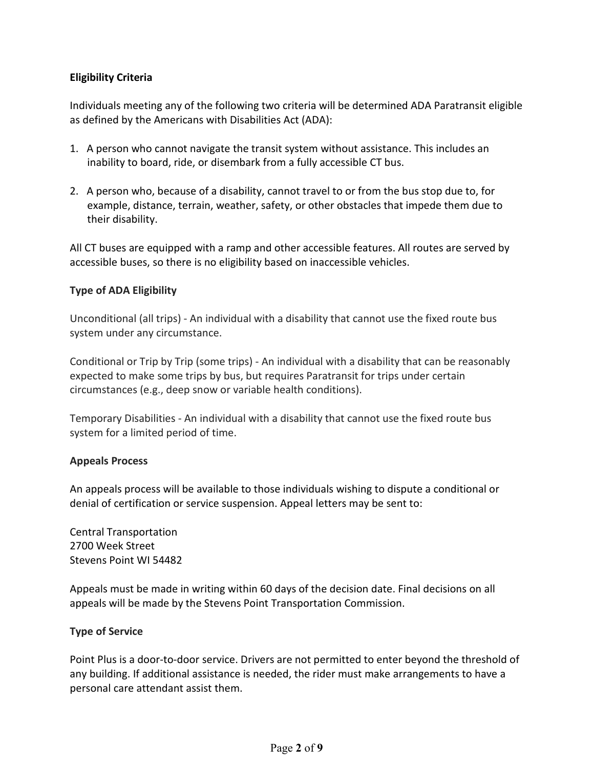**Eligibility Criteria**

Individuals meeting any of the following two criteria will be determined ADA Paratransit eligible as defined by the Americans with Disabilities Act (ADA):

1. A person who cannot navigate the transit system without assistance. This includes an inability to board, ride, or disembark from a fully accessible CT bus.

2. A person who, because of a disability, cannot travel to or from the bus stop due to, for example, distance, terrain, weather, safety, or other obstacles that impede them due to their disability.

All CT buses are equipped with a ramp and other accessible features. All routes are served by accessible buses, so there is no eligibility based on inaccessible vehicles.

**Type of ADA Eligibility**

Unconditional (all trips) - An individual with a disability that cannot use the fixed route bus system under any circumstance.

Conditional or Trip by Trip (some trips) - An individual with a disability that can be reasonably expected to make some trips by bus, but requires Paratransit for trips under certain circumstances (e.g., deep snow or variable health conditions).

Temporary Disabilities - An individual with a disability that cannot use the fixed route bus system for a limited period of time.

**Appeals Process**

An appeals process will be available to those individuals wishing to dispute a conditional or denial of certification or service suspension. Appeal letters may be sent to:

Central Transportation
2700 Week Street
Stevens Point WI 54482

Appeals must be made in writing within 60 days of the decision date. Final decisions on all appeals will be made by the Stevens Point Transportation Commission.

**Type of Service**

Point Plus is a door-to-door service. Drivers are not permitted to enter beyond the threshold of any building. If additional assistance is needed, the rider must make arrangements to have a personal care attendant assist them.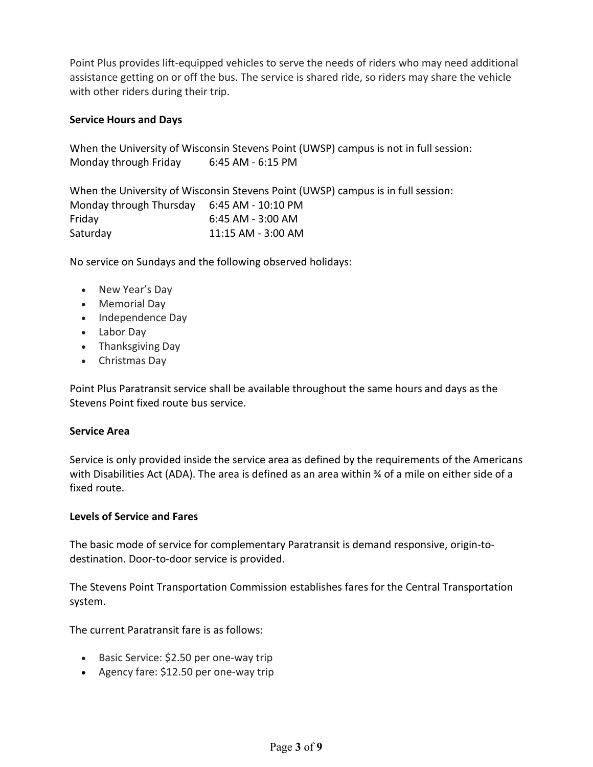Point Plus provides lift-equipped vehicles to serve the needs of riders who may need additional assistance getting on or off the bus. The service is shared ride, so riders may share the vehicle with other riders during their trip.

**Service Hours and Days**

When the University of Wisconsin Stevens Point (UWSP) campus is not in full session:

| | |
|---|---|
| Monday through Friday | 6:45 AM - 6:15 PM |

When the University of Wisconsin Stevens Point (UWSP) campus is in full session:

| | |
|---|---|
| Monday through Thursday | 6:45 AM - 10:10 PM |
| Friday | 6:45 AM - 3:00 AM |
| Saturday | 11:15 AM - 3:00 AM |

No service on Sundays and the following observed holidays:

- New Year's Day
- Memorial Day
- Independence Day
- Labor Day
- Thanksgiving Day
- Christmas Day

Point Plus Paratransit service shall be available throughout the same hours and days as the Stevens Point fixed route bus service.

**Service Area**

Service is only provided inside the service area as defined by the requirements of the Americans with Disabilities Act (ADA). The area is defined as an area within ¾ of a mile on either side of a fixed route.

**Levels of Service and Fares**

The basic mode of service for complementary Paratransit is demand responsive, origin-to-destination. Door-to-door service is provided.

The Stevens Point Transportation Commission establishes fares for the Central Transportation system.

The current Paratransit fare is as follows:

- Basic Service: $2.50 per one-way trip
- Agency fare: $12.50 per one-way trip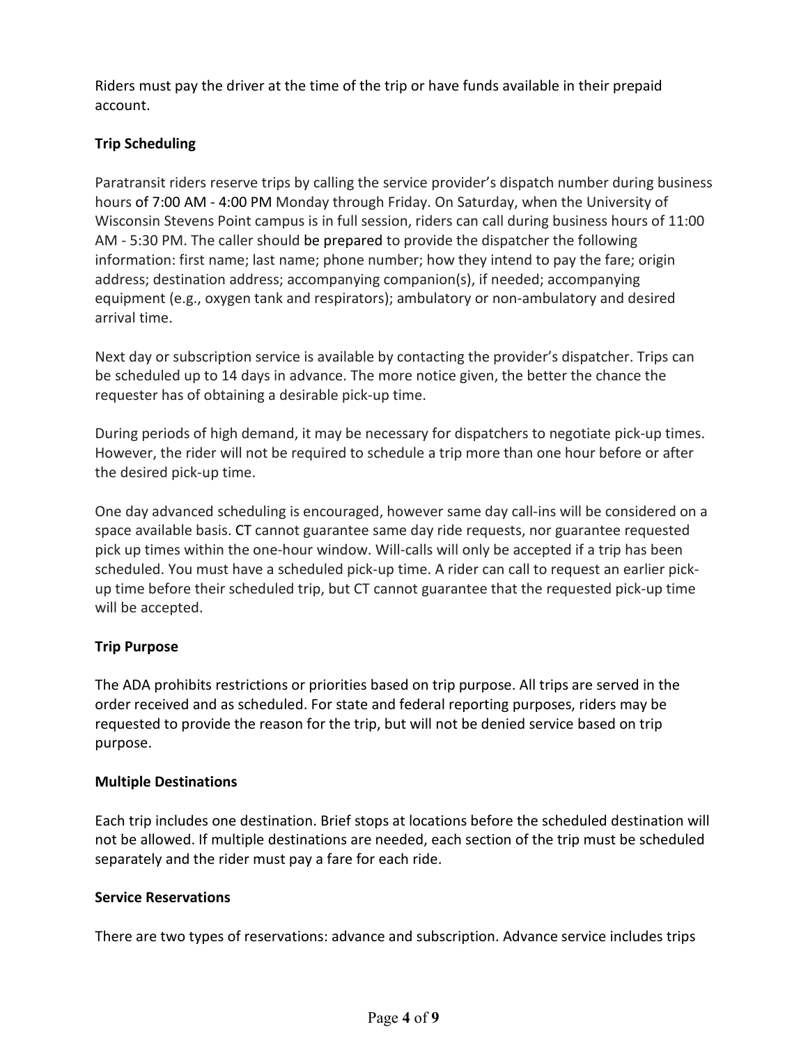Riders must pay the driver at the time of the trip or have funds available in their prepaid account.

**Trip Scheduling**

Paratransit riders reserve trips by calling the service provider's dispatch number during business hours of 7:00 AM - 4:00 PM Monday through Friday. On Saturday, when the University of Wisconsin Stevens Point campus is in full session, riders can call during business hours of 11:00 AM - 5:30 PM. The caller should be prepared to provide the dispatcher the following information: first name; last name; phone number; how they intend to pay the fare; origin address; destination address; accompanying companion(s), if needed; accompanying equipment (e.g., oxygen tank and respirators); ambulatory or non-ambulatory and desired arrival time.

Next day or subscription service is available by contacting the provider's dispatcher. Trips can be scheduled up to 14 days in advance. The more notice given, the better the chance the requester has of obtaining a desirable pick-up time.

During periods of high demand, it may be necessary for dispatchers to negotiate pick-up times. However, the rider will not be required to schedule a trip more than one hour before or after the desired pick-up time.

One day advanced scheduling is encouraged, however same day call-ins will be considered on a space available basis. CT cannot guarantee same day ride requests, nor guarantee requested pick up times within the one-hour window. Will-calls will only be accepted if a trip has been scheduled. You must have a scheduled pick-up time. A rider can call to request an earlier pick-up time before their scheduled trip, but CT cannot guarantee that the requested pick-up time will be accepted.

**Trip Purpose**

The ADA prohibits restrictions or priorities based on trip purpose. All trips are served in the order received and as scheduled. For state and federal reporting purposes, riders may be requested to provide the reason for the trip, but will not be denied service based on trip purpose.

**Multiple Destinations**

Each trip includes one destination. Brief stops at locations before the scheduled destination will not be allowed. If multiple destinations are needed, each section of the trip must be scheduled separately and the rider must pay a fare for each ride.

**Service Reservations**

There are two types of reservations: advance and subscription. Advance service includes trips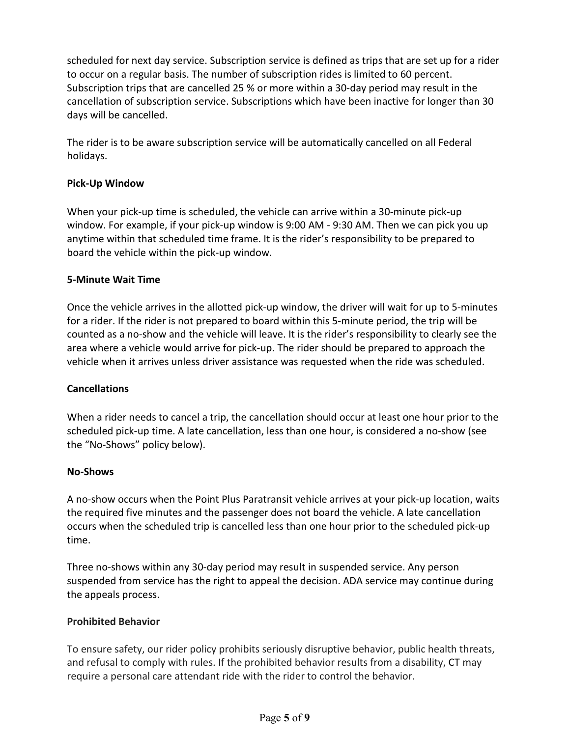scheduled for next day service. Subscription service is defined as trips that are set up for a rider to occur on a regular basis. The number of subscription rides is limited to 60 percent. Subscription trips that are cancelled 25 % or more within a 30-day period may result in the cancellation of subscription service. Subscriptions which have been inactive for longer than 30 days will be cancelled.

The rider is to be aware subscription service will be automatically cancelled on all Federal holidays.

**Pick-Up Window**

When your pick-up time is scheduled, the vehicle can arrive within a 30-minute pick-up window. For example, if your pick-up window is 9:00 AM - 9:30 AM. Then we can pick you up anytime within that scheduled time frame. It is the rider's responsibility to be prepared to board the vehicle within the pick-up window.

**5-Minute Wait Time**

Once the vehicle arrives in the allotted pick-up window, the driver will wait for up to 5-minutes for a rider. If the rider is not prepared to board within this 5-minute period, the trip will be counted as a no-show and the vehicle will leave. It is the rider's responsibility to clearly see the area where a vehicle would arrive for pick-up. The rider should be prepared to approach the vehicle when it arrives unless driver assistance was requested when the ride was scheduled.

**Cancellations**

When a rider needs to cancel a trip, the cancellation should occur at least one hour prior to the scheduled pick-up time. A late cancellation, less than one hour, is considered a no-show (see the "No-Shows" policy below).

**No-Shows**

A no-show occurs when the Point Plus Paratransit vehicle arrives at your pick-up location, waits the required five minutes and the passenger does not board the vehicle. A late cancellation occurs when the scheduled trip is cancelled less than one hour prior to the scheduled pick-up time.

Three no-shows within any 30-day period may result in suspended service. Any person suspended from service has the right to appeal the decision. ADA service may continue during the appeals process.

**Prohibited Behavior**

To ensure safety, our rider policy prohibits seriously disruptive behavior, public health threats, and refusal to comply with rules. If the prohibited behavior results from a disability, CT may require a personal care attendant ride with the rider to control the behavior.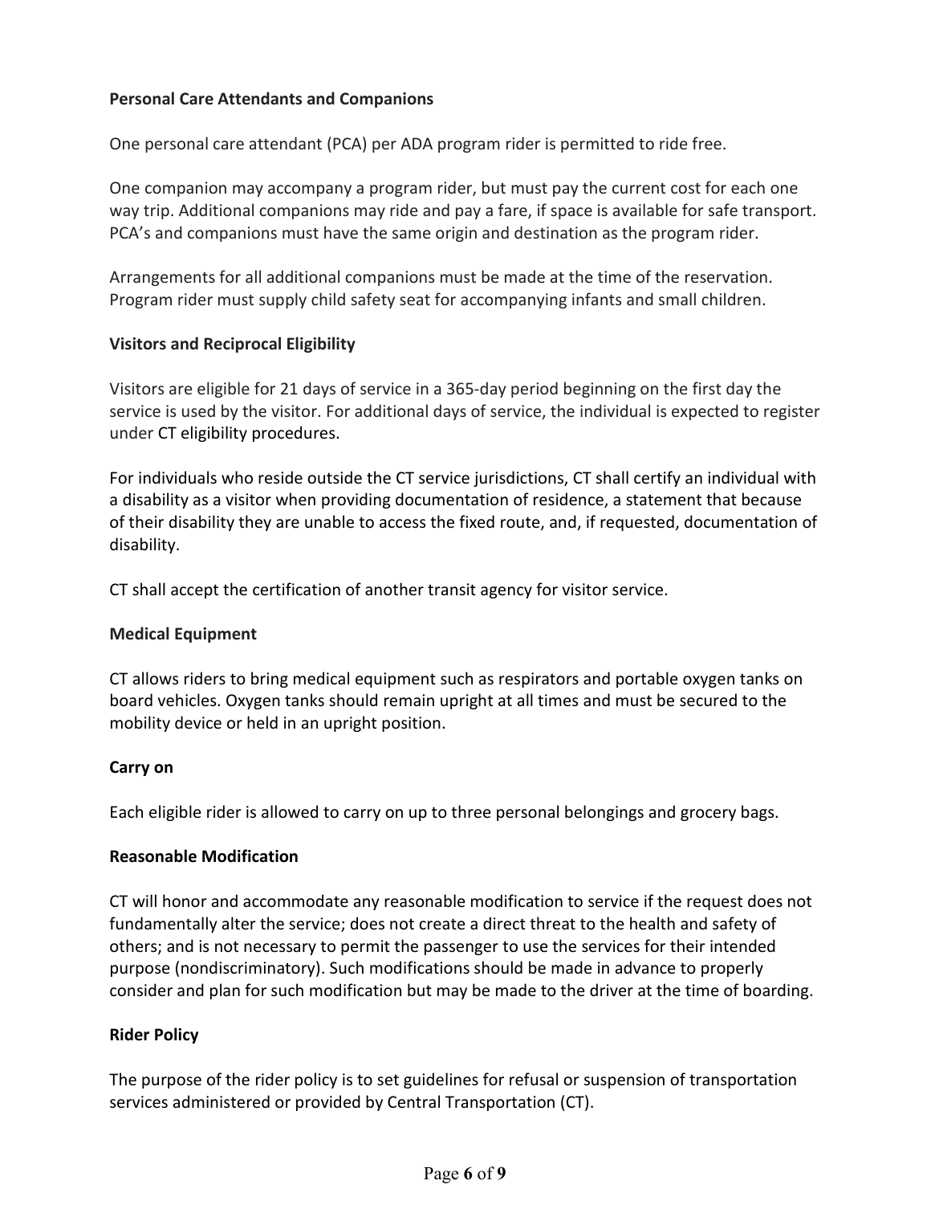**Personal Care Attendants and Companions**

One personal care attendant (PCA) per ADA program rider is permitted to ride free.

One companion may accompany a program rider, but must pay the current cost for each one way trip. Additional companions may ride and pay a fare, if space is available for safe transport. PCA's and companions must have the same origin and destination as the program rider.

Arrangements for all additional companions must be made at the time of the reservation. Program rider must supply child safety seat for accompanying infants and small children.

**Visitors and Reciprocal Eligibility**

Visitors are eligible for 21 days of service in a 365-day period beginning on the first day the service is used by the visitor. For additional days of service, the individual is expected to register under CT eligibility procedures.

For individuals who reside outside the CT service jurisdictions, CT shall certify an individual with a disability as a visitor when providing documentation of residence, a statement that because of their disability they are unable to access the fixed route, and, if requested, documentation of disability.

CT shall accept the certification of another transit agency for visitor service.

**Medical Equipment**

CT allows riders to bring medical equipment such as respirators and portable oxygen tanks on board vehicles. Oxygen tanks should remain upright at all times and must be secured to the mobility device or held in an upright position.

**Carry on**

Each eligible rider is allowed to carry on up to three personal belongings and grocery bags.

**Reasonable Modification**

CT will honor and accommodate any reasonable modification to service if the request does not fundamentally alter the service; does not create a direct threat to the health and safety of others; and is not necessary to permit the passenger to use the services for their intended purpose (nondiscriminatory). Such modifications should be made in advance to properly consider and plan for such modification but may be made to the driver at the time of boarding.

**Rider Policy**

The purpose of the rider policy is to set guidelines for refusal or suspension of transportation services administered or provided by Central Transportation (CT).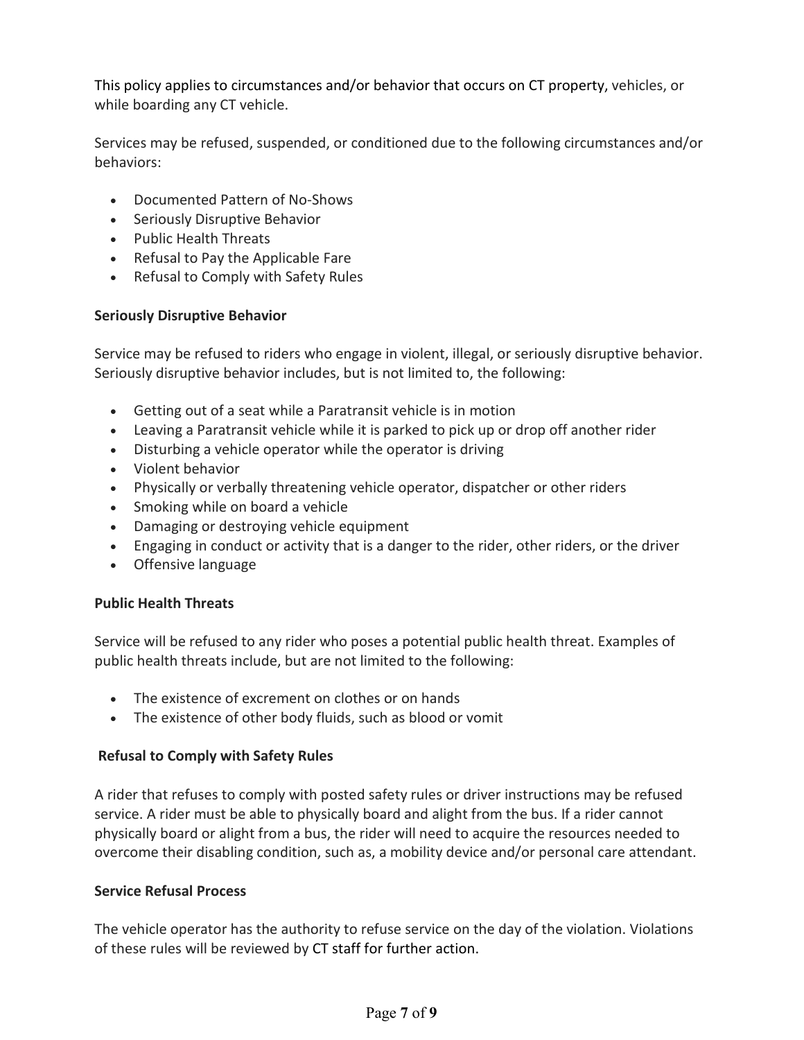This policy applies to circumstances and/or behavior that occurs on CT property, vehicles, or while boarding any CT vehicle.

Services may be refused, suspended, or conditioned due to the following circumstances and/or behaviors:

- Documented Pattern of No-Shows
- Seriously Disruptive Behavior
- Public Health Threats
- Refusal to Pay the Applicable Fare
- Refusal to Comply with Safety Rules

**Seriously Disruptive Behavior**

Service may be refused to riders who engage in violent, illegal, or seriously disruptive behavior. Seriously disruptive behavior includes, but is not limited to, the following:

- Getting out of a seat while a Paratransit vehicle is in motion
- Leaving a Paratransit vehicle while it is parked to pick up or drop off another rider
- Disturbing a vehicle operator while the operator is driving
- Violent behavior
- Physically or verbally threatening vehicle operator, dispatcher or other riders
- Smoking while on board a vehicle
- Damaging or destroying vehicle equipment
- Engaging in conduct or activity that is a danger to the rider, other riders, or the driver
- Offensive language

**Public Health Threats**

Service will be refused to any rider who poses a potential public health threat. Examples of public health threats include, but are not limited to the following:

- The existence of excrement on clothes or on hands
- The existence of other body fluids, such as blood or vomit

**Refusal to Comply with Safety Rules**

A rider that refuses to comply with posted safety rules or driver instructions may be refused service. A rider must be able to physically board and alight from the bus. If a rider cannot physically board or alight from a bus, the rider will need to acquire the resources needed to overcome their disabling condition, such as, a mobility device and/or personal care attendant.

**Service Refusal Process**

The vehicle operator has the authority to refuse service on the day of the violation. Violations of these rules will be reviewed by CT staff for further action.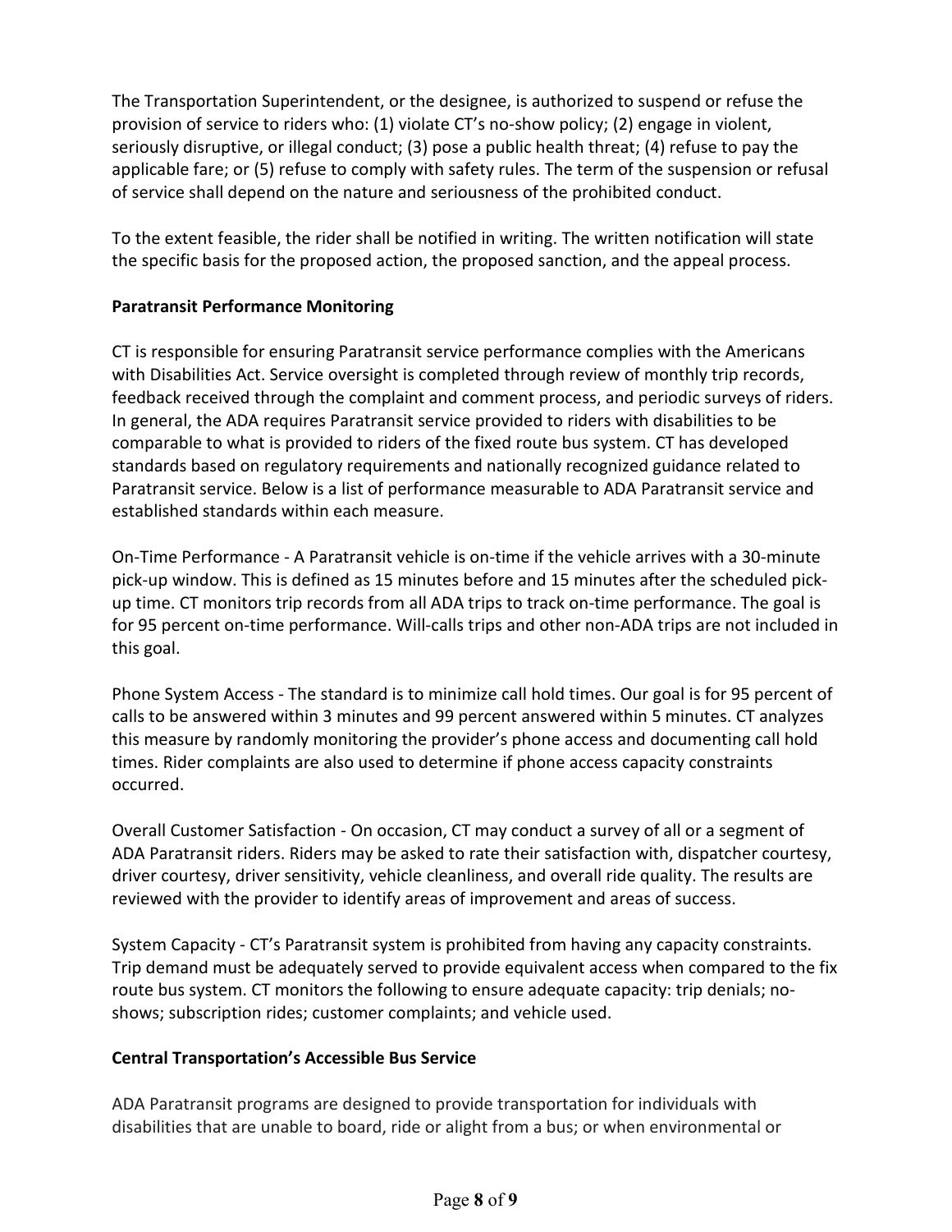The Transportation Superintendent, or the designee, is authorized to suspend or refuse the provision of service to riders who: (1) violate CT's no-show policy; (2) engage in violent, seriously disruptive, or illegal conduct; (3) pose a public health threat; (4) refuse to pay the applicable fare; or (5) refuse to comply with safety rules. The term of the suspension or refusal of service shall depend on the nature and seriousness of the prohibited conduct.

To the extent feasible, the rider shall be notified in writing. The written notification will state the specific basis for the proposed action, the proposed sanction, and the appeal process.

**Paratransit Performance Monitoring**

CT is responsible for ensuring Paratransit service performance complies with the Americans with Disabilities Act. Service oversight is completed through review of monthly trip records, feedback received through the complaint and comment process, and periodic surveys of riders. In general, the ADA requires Paratransit service provided to riders with disabilities to be comparable to what is provided to riders of the fixed route bus system. CT has developed standards based on regulatory requirements and nationally recognized guidance related to Paratransit service. Below is a list of performance measurable to ADA Paratransit service and established standards within each measure.

On-Time Performance - A Paratransit vehicle is on-time if the vehicle arrives with a 30-minute pick-up window. This is defined as 15 minutes before and 15 minutes after the scheduled pick-up time. CT monitors trip records from all ADA trips to track on-time performance. The goal is for 95 percent on-time performance. Will-calls trips and other non-ADA trips are not included in this goal.

Phone System Access - The standard is to minimize call hold times. Our goal is for 95 percent of calls to be answered within 3 minutes and 99 percent answered within 5 minutes. CT analyzes this measure by randomly monitoring the provider's phone access and documenting call hold times. Rider complaints are also used to determine if phone access capacity constraints occurred.

Overall Customer Satisfaction - On occasion, CT may conduct a survey of all or a segment of ADA Paratransit riders. Riders may be asked to rate their satisfaction with, dispatcher courtesy, driver courtesy, driver sensitivity, vehicle cleanliness, and overall ride quality. The results are reviewed with the provider to identify areas of improvement and areas of success.

System Capacity - CT's Paratransit system is prohibited from having any capacity constraints. Trip demand must be adequately served to provide equivalent access when compared to the fix route bus system. CT monitors the following to ensure adequate capacity: trip denials; no-shows; subscription rides; customer complaints; and vehicle used.

**Central Transportation's Accessible Bus Service**

ADA Paratransit programs are designed to provide transportation for individuals with disabilities that are unable to board, ride or alight from a bus; or when environmental or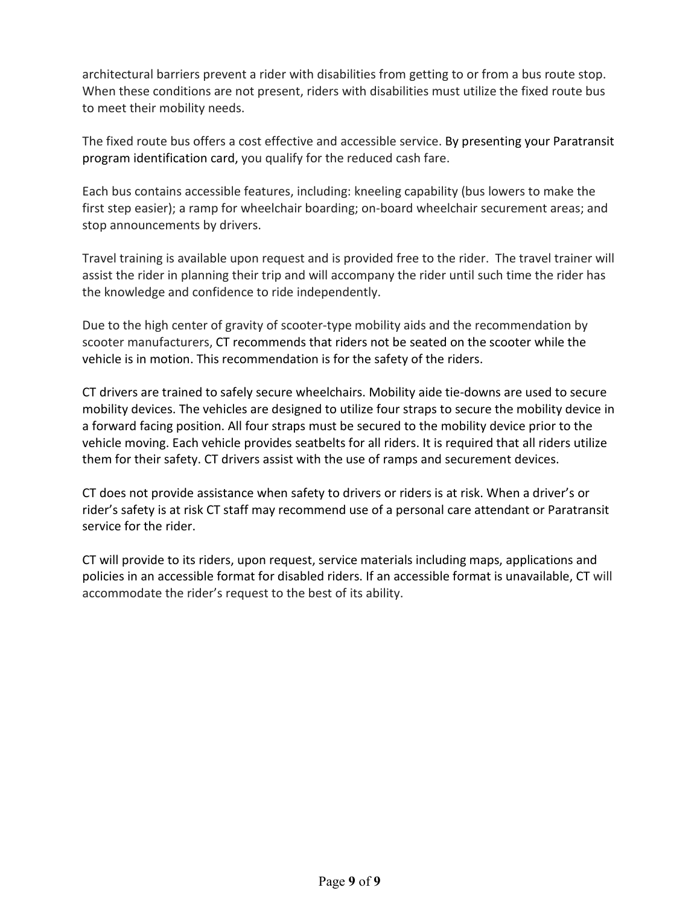architectural barriers prevent a rider with disabilities from getting to or from a bus route stop. When these conditions are not present, riders with disabilities must utilize the fixed route bus to meet their mobility needs.

The fixed route bus offers a cost effective and accessible service. By presenting your Paratransit program identification card, you qualify for the reduced cash fare.

Each bus contains accessible features, including: kneeling capability (bus lowers to make the first step easier); a ramp for wheelchair boarding; on-board wheelchair securement areas; and stop announcements by drivers.

Travel training is available upon request and is provided free to the rider. The travel trainer will assist the rider in planning their trip and will accompany the rider until such time the rider has the knowledge and confidence to ride independently.

Due to the high center of gravity of scooter-type mobility aids and the recommendation by scooter manufacturers, CT recommends that riders not be seated on the scooter while the vehicle is in motion. This recommendation is for the safety of the riders.

CT drivers are trained to safely secure wheelchairs. Mobility aide tie-downs are used to secure mobility devices. The vehicles are designed to utilize four straps to secure the mobility device in a forward facing position. All four straps must be secured to the mobility device prior to the vehicle moving. Each vehicle provides seatbelts for all riders. It is required that all riders utilize them for their safety. CT drivers assist with the use of ramps and securement devices.

CT does not provide assistance when safety to drivers or riders is at risk. When a driver's or rider's safety is at risk CT staff may recommend use of a personal care attendant or Paratransit service for the rider.

CT will provide to its riders, upon request, service materials including maps, applications and policies in an accessible format for disabled riders. If an accessible format is unavailable, CT will accommodate the rider's request to the best of its ability.